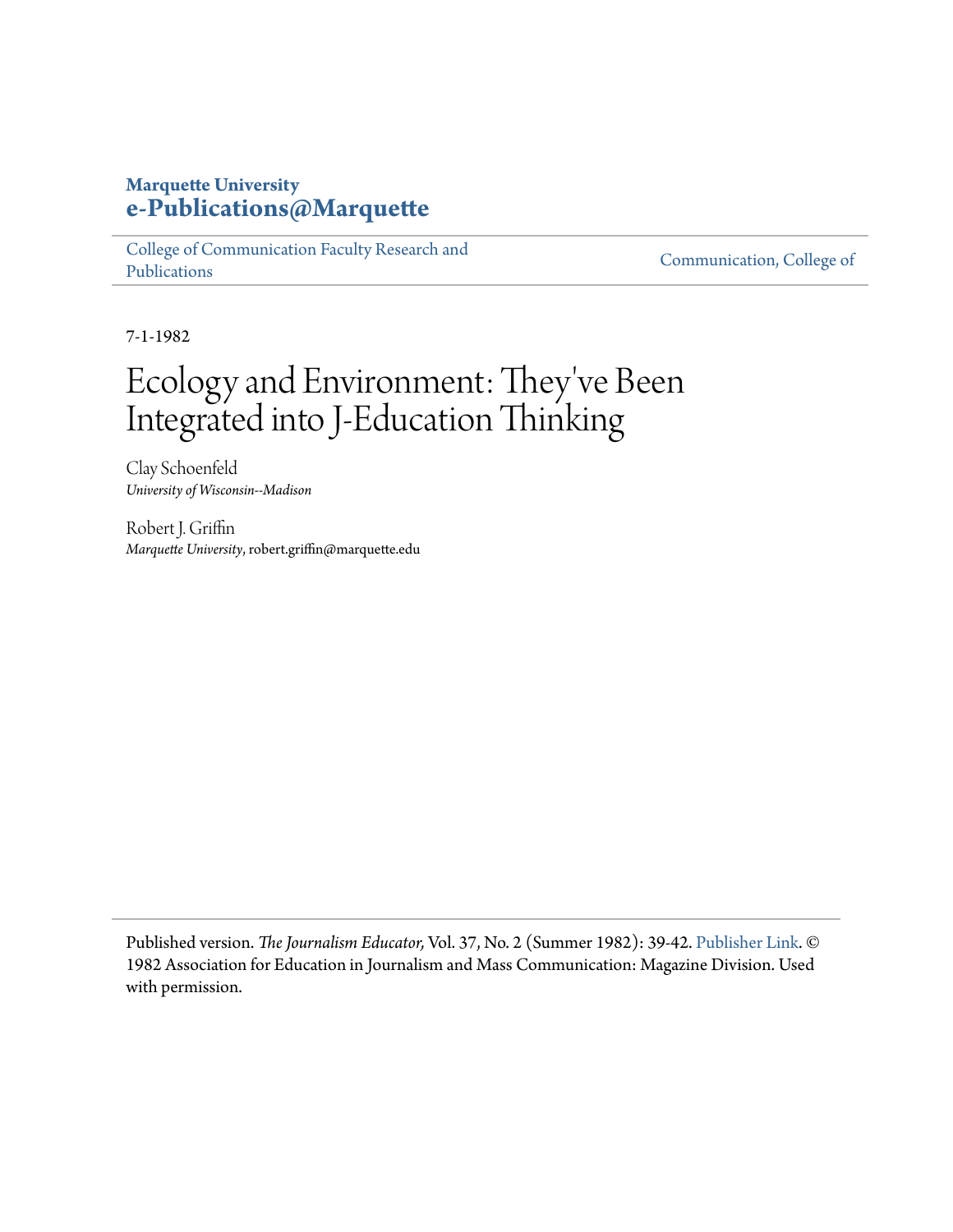**Marquette University**
**e-Publications@Marquette**

College of Communication Faculty Research and Publications | Communication, College of

7-1-1982

# Ecology and Environment: They've Been Integrated into J-Education Thinking

Clay Schoenfeld
*University of Wisconsin--Madison*

Robert J. Griffin
*Marquette University*, robert.griffin@marquette.edu

Published version. *The Journalism Educator,* Vol. 37, No. 2 (Summer 1982): 39-42. Publisher Link. © 1982 Association for Education in Journalism and Mass Communication: Magazine Division. Used with permission.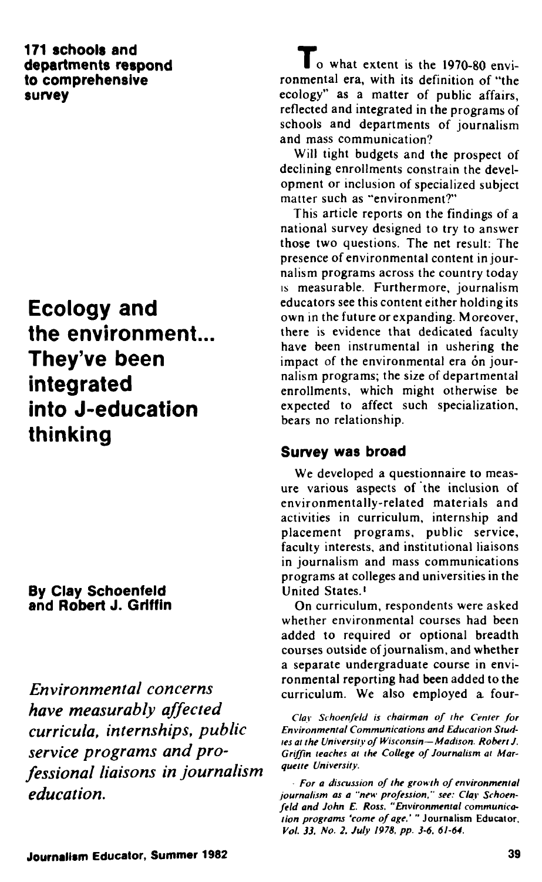**171 schools and departments respond to comprehensive survey**

# Ecology and the environment... They've been integrated into J-education thinking

**By Clay Schoenfeld and Robert J. Griffin**

*Environmental concerns have measurably affected curricula, internships, public service programs and professional liaisons in journalism education.*

To what extent is the 1970-80 environmental era, with its definition of "the ecology" as a matter of public affairs, reflected and integrated in the programs of schools and departments of journalism and mass communication?

Will tight budgets and the prospect of declining enrollments constrain the development or inclusion of specialized subject matter such as "environment?"

This article reports on the findings of a national survey designed to try to answer those two questions. The net result: The presence of environmental content in journalism programs across the country today is measurable. Furthermore, journalism educators see this content either holding its own in the future or expanding. Moreover, there is evidence that dedicated faculty have been instrumental in ushering the impact of the environmental era on journalism programs; the size of departmental enrollments, which might otherwise be expected to affect such specialization, bears no relationship.

## Survey was broad

We developed a questionnaire to measure various aspects of the inclusion of environmentally-related materials and activities in curriculum, internship and placement programs, public service, faculty interests, and institutional liaisons in journalism and mass communications programs at colleges and universities in the United States.[1]

On curriculum, respondents were asked whether environmental courses had been added to required or optional breadth courses outside of journalism, and whether a separate undergraduate course in environmental reporting had been added to the curriculum. We also employed a four-

*Clay Schoenfeld is chairman of the Center for Environmental Communications and Education Studies at the University of Wisconsin—Madison. Robert J. Griffin teaches at the College of Journalism at Marquette University.*

[1] *For a discussion of the growth of environmental journalism as a "new profession," see: Clay Schoenfeld and John E. Ross, "Environmental communication programs 'come of age,'"* Journalism Educator, *Vol. 33, No. 2, July 1978, pp. 3-6, 61-64.*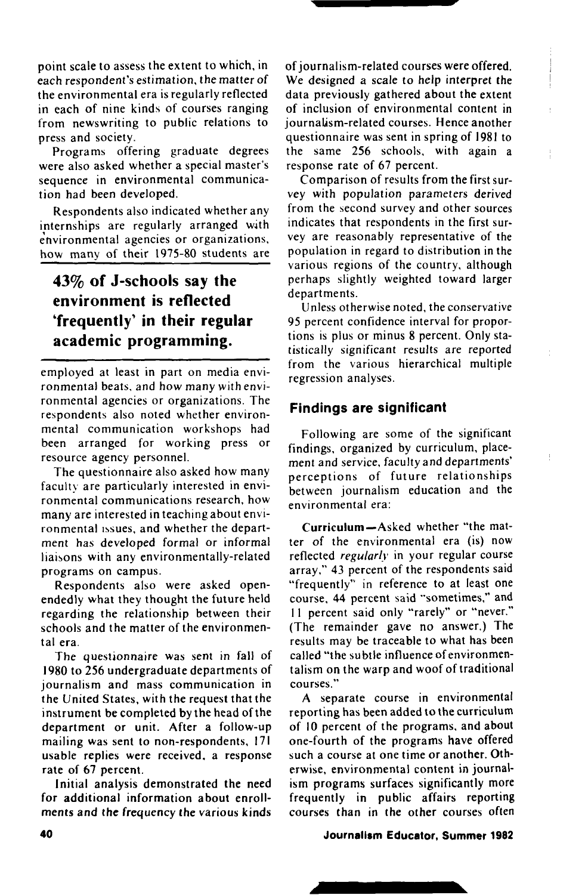point scale to assess the extent to which, in each respondent's estimation, the matter of the environmental era is regularly reflected in each of nine kinds of courses ranging from newswriting to public relations to press and society.

Programs offering graduate degrees were also asked whether a special master's sequence in environmental communication had been developed.

Respondents also indicated whether any internships are regularly arranged with environmental agencies or organizations, how many of their 1975-80 students are employed at least in part on media environmental beats, and how many with environmental agencies or organizations. The respondents also noted whether environmental communication workshops had been arranged for working press or resource agency personnel.

**43% of J-schools say the environment is reflected 'frequently' in their regular academic programming.**

The questionnaire also asked how many faculty are particularly interested in environmental communications research, how many are interested in teaching about environmental issues, and whether the department has developed formal or informal liaisons with any environmentally-related programs on campus.

Respondents also were asked open-endedly what they thought the future held regarding the relationship between their schools and the matter of the environmental era.

The questionnaire was sent in fall of 1980 to 256 undergraduate departments of journalism and mass communication in the United States, with the request that the instrument be completed by the head of the department or unit. After a follow-up mailing was sent to non-respondents, 171 usable replies were received, a response rate of 67 percent.

Initial analysis demonstrated the need for additional information about enrollments and the frequency the various kinds of journalism-related courses were offered. We designed a scale to help interpret the data previously gathered about the extent of inclusion of environmental content in journalism-related courses. Hence another questionnaire was sent in spring of 1981 to the same 256 schools, with again a response rate of 67 percent.

Comparison of results from the first survey with population parameters derived from the second survey and other sources indicates that respondents in the first survey are reasonably representative of the population in regard to distribution in the various regions of the country, although perhaps slightly weighted toward larger departments.

Unless otherwise noted, the conservative 95 percent confidence interval for proportions is plus or minus 8 percent. Only statistically significant results are reported from the various hierarchical multiple regression analyses.

## Findings are significant

Following are some of the significant findings, organized by curriculum, placement and service, faculty and departments' perceptions of future relationships between journalism education and the environmental era:

**Curriculum**—Asked whether "the matter of the environmental era (is) now reflected *regularly* in your regular course array," 43 percent of the respondents said "frequently" in reference to at least one course, 44 percent said "sometimes," and 11 percent said only "rarely" or "never." (The remainder gave no answer.) The results may be traceable to what has been called "the subtle influence of environmentalism on the warp and woof of traditional courses."

A separate course in environmental reporting has been added to the curriculum of 10 percent of the programs, and about one-fourth of the programs have offered such a course at one time or another. Otherwise, environmental content in journalism programs surfaces significantly more frequently in public affairs reporting courses than in the other courses often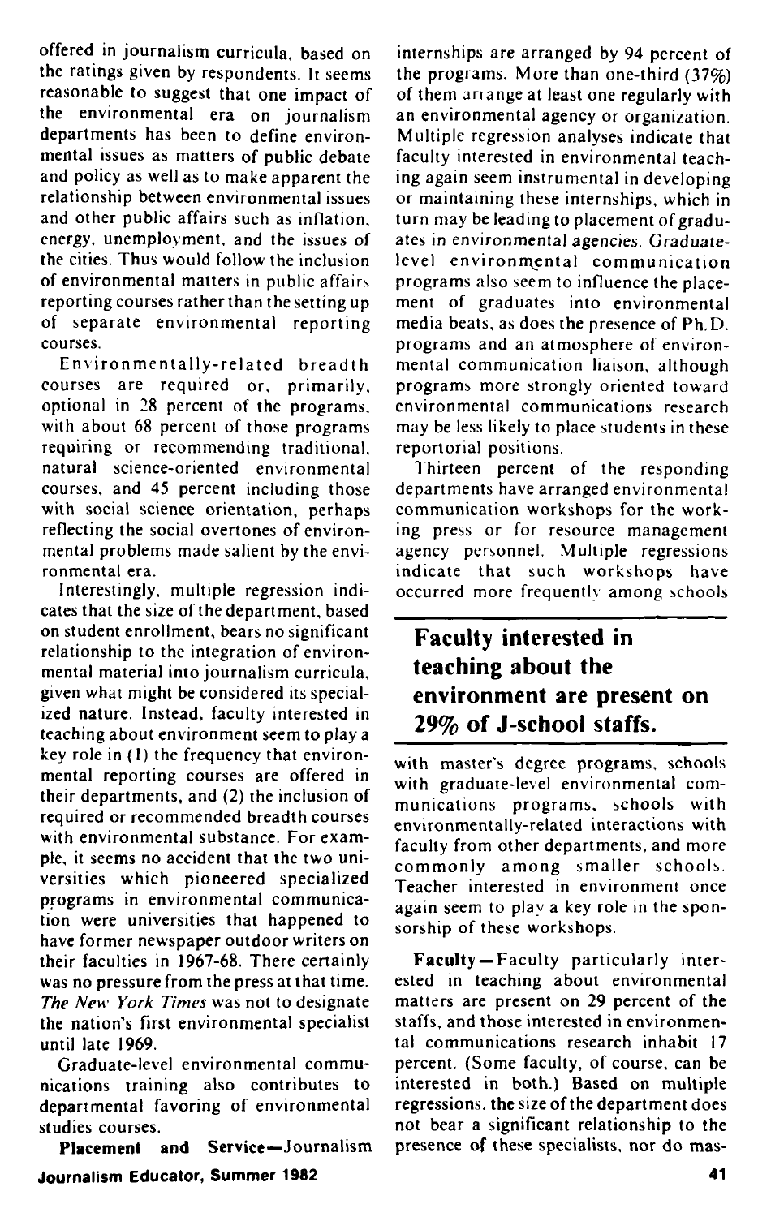offered in journalism curricula, based on the ratings given by respondents. It seems reasonable to suggest that one impact of the environmental era on journalism departments has been to define environmental issues as matters of public debate and policy as well as to make apparent the relationship between environmental issues and other public affairs such as inflation, energy, unemployment, and the issues of the cities. Thus would follow the inclusion of environmental matters in public affairs reporting courses rather than the setting up of separate environmental reporting courses.

Environmentally-related breadth courses are required or, primarily, optional in 28 percent of the programs, with about 68 percent of those programs requiring or recommending traditional, natural science-oriented environmental courses, and 45 percent including those with social science orientation, perhaps reflecting the social overtones of environmental problems made salient by the environmental era.

Interestingly, multiple regression indicates that the size of the department, based on student enrollment, bears no significant relationship to the integration of environmental material into journalism curricula, given what might be considered its specialized nature. Instead, faculty interested in teaching about environment seem to play a key role in (1) the frequency that environmental reporting courses are offered in their departments, and (2) the inclusion of required or recommended breadth courses with environmental substance. For example, it seems no accident that the two universities which pioneered specialized programs in environmental communication were universities that happened to have former newspaper outdoor writers on their faculties in 1967-68. There certainly was no pressure from the press at that time. *The New York Times* was not to designate the nation's first environmental specialist until late 1969.

Graduate-level environmental communications training also contributes to departmental favoring of environmental studies courses.

**Placement and Service**—Journalism internships are arranged by 94 percent of the programs. More than one-third (37%) of them arrange at least one regularly with an environmental agency or organization. Multiple regression analyses indicate that faculty interested in environmental teaching again seem instrumental in developing or maintaining these internships, which in turn may be leading to placement of graduates in environmental agencies. Graduate-level environmental communication programs also seem to influence the placement of graduates into environmental media beats, as does the presence of Ph.D. programs and an atmosphere of environmental communication liaison, although programs more strongly oriented toward environmental communications research may be less likely to place students in these reportorial positions.

Thirteen percent of the responding departments have arranged environmental communication workshops for the working press or for resource management agency personnel. Multiple regressions indicate that such workshops have occurred more frequently among schools with master's degree programs, schools with graduate-level environmental communications programs, schools with environmentally-related interactions with faculty from other departments, and more commonly among smaller schools. Teacher interested in environment once again seem to play a key role in the sponsorship of these workshops.

**Faculty interested in teaching about the environment are present on 29% of J-school staffs.**

**Faculty**—Faculty particularly interested in teaching about environmental matters are present on 29 percent of the staffs, and those interested in environmental communications research inhabit 17 percent. (Some faculty, of course, can be interested in both.) Based on multiple regressions, the size of the department does not bear a significant relationship to the presence of these specialists, nor do mas-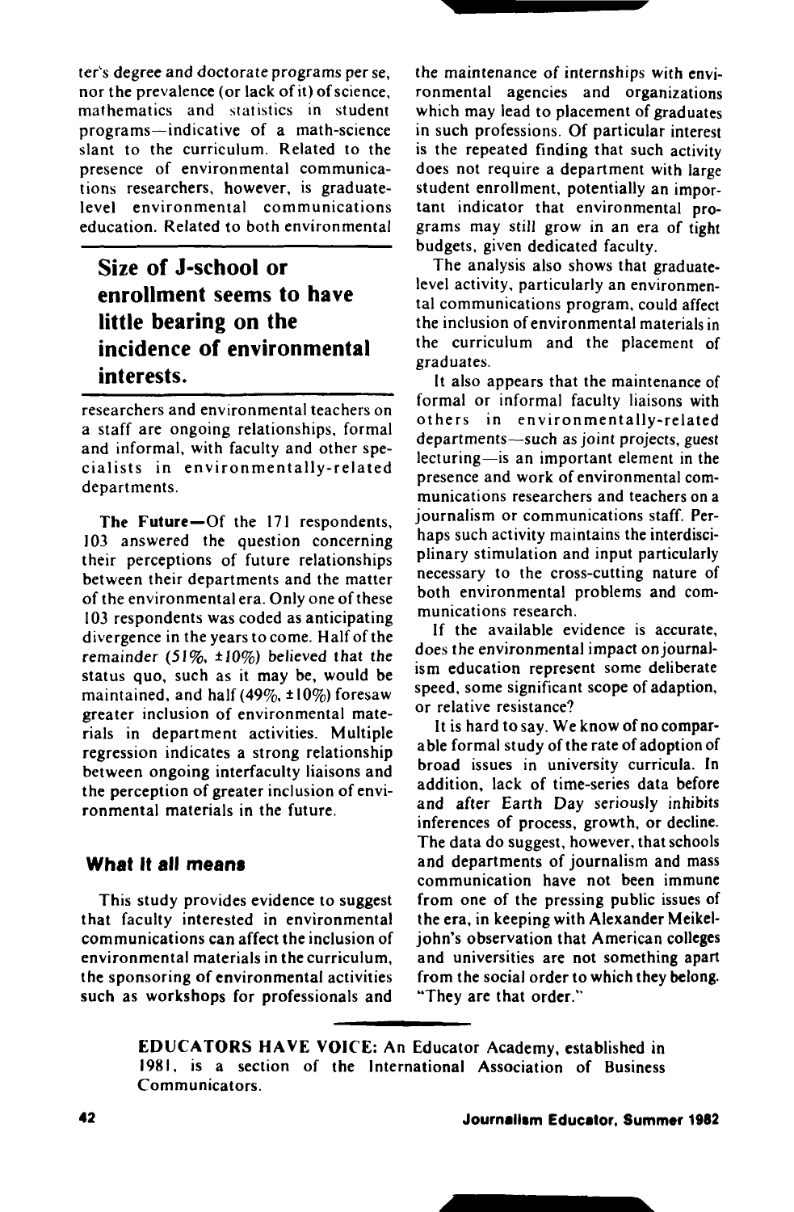ter's degree and doctorate programs per se, nor the prevalence (or lack of it) of science, mathematics and statistics in student programs—indicative of a math-science slant to the curriculum. Related to the presence of environmental communications researchers, however, is graduate-level environmental communications education. Related to both environmental researchers and environmental teachers on a staff are ongoing relationships, formal and informal, with faculty and other specialists in environmentally-related departments.

**Size of J-school or enrollment seems to have little bearing on the incidence of environmental interests.**

**The Future**—Of the 171 respondents, 103 answered the question concerning their perceptions of future relationships between their departments and the matter of the environmental era. Only one of these 103 respondents was coded as anticipating divergence in the years to come. Half of the remainder (51%, ±10%) believed that the status quo, such as it may be, would be maintained, and half (49%, ±10%) foresaw greater inclusion of environmental materials in department activities. Multiple regression indicates a strong relationship between ongoing interfaculty liaisons and the perception of greater inclusion of environmental materials in the future.

## What It all means

This study provides evidence to suggest that faculty interested in environmental communications can affect the inclusion of environmental materials in the curriculum, the sponsoring of environmental activities such as workshops for professionals and the maintenance of internships with environmental agencies and organizations which may lead to placement of graduates in such professions. Of particular interest is the repeated finding that such activity does not require a department with large student enrollment, potentially an important indicator that environmental programs may still grow in an era of tight budgets, given dedicated faculty.

The analysis also shows that graduate-level activity, particularly an environmental communications program, could affect the inclusion of environmental materials in the curriculum and the placement of graduates.

It also appears that the maintenance of formal or informal faculty liaisons with others in environmentally-related departments—such as joint projects, guest lecturing—is an important element in the presence and work of environmental communications researchers and teachers on a journalism or communications staff. Perhaps such activity maintains the interdisciplinary stimulation and input particularly necessary to the cross-cutting nature of both environmental problems and communications research.

If the available evidence is accurate, does the environmental impact on journalism education represent some deliberate speed, some significant scope of adaption, or relative resistance?

It is hard to say. We know of no comparable formal study of the rate of adoption of broad issues in university curricula. In addition, lack of time-series data before and after Earth Day seriously inhibits inferences of process, growth, or decline. The data do suggest, however, that schools and departments of journalism and mass communication have not been immune from one of the pressing public issues of the era, in keeping with Alexander Meiklejohn's observation that American colleges and universities are not something apart from the social order to which they belong. "They are that order."

---

**EDUCATORS HAVE VOICE:** An Educator Academy, established in 1981, is a section of the International Association of Business Communicators.